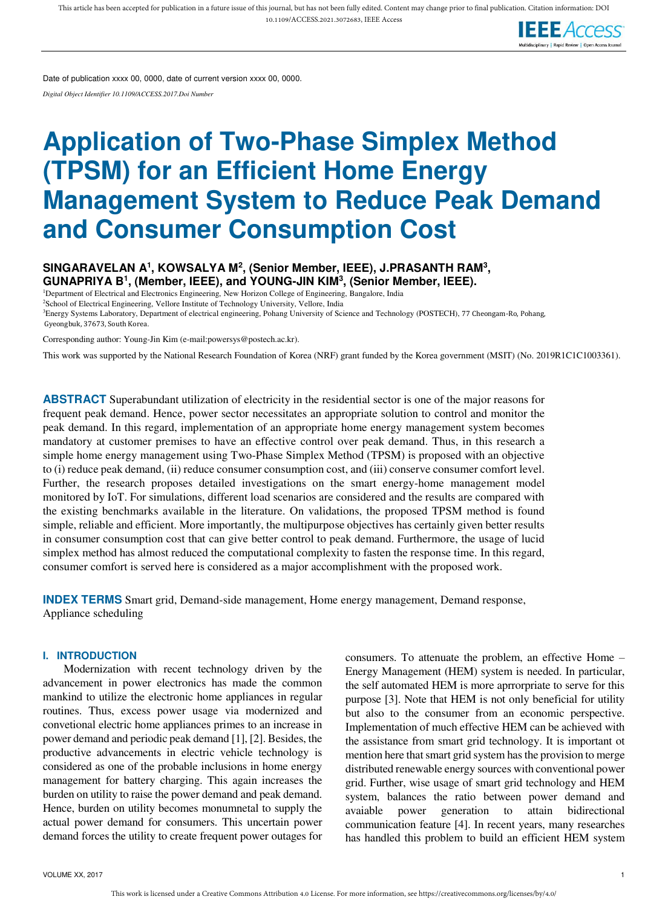Date of publication xxxx 00, 0000, date of current version xxxx 00, 0000.

*Digital Object Identifier 10.1109/ACCESS.2017.Doi Number*

# Application of Two-Phase Simplex Method (TPSM) for an Efficient Home Energy Management System to Reduce Peak Demand and Consumer Consumption Cost

**SINGARAVELAN A[1], KOWSALYA M[2], (Senior Member, IEEE), J.PRASANTH RAM[3], GUNAPRIYA B[1], (Member, IEEE), and YOUNG-JIN KIM[3], (Senior Member, IEEE).**

[1]Department of Electrical and Electronics Engineering, New Horizon College of Engineering, Bangalore, India
[2]School of Electrical Engineering, Vellore Institute of Technology University, Vellore, India
[3]Energy Systems Laboratory, Department of electrical engineering, Pohang University of Science and Technology (POSTECH), 77 Cheongam-Ro, Pohang, Gyeongbuk, 37673, South Korea.

Corresponding author: Young-Jin Kim (e-mail:powersys@postech.ac.kr).

This work was supported by the National Research Foundation of Korea (NRF) grant funded by the Korea government (MSIT) (No. 2019R1C1C1003361).

**ABSTRACT** Superabundant utilization of electricity in the residential sector is one of the major reasons for frequent peak demand. Hence, power sector necessitates an appropriate solution to control and monitor the peak demand. In this regard, implementation of an appropriate home energy management system becomes mandatory at customer premises to have an effective control over peak demand. Thus, in this research a simple home energy management using Two-Phase Simplex Method (TPSM) is proposed with an objective to (i) reduce peak demand, (ii) reduce consumer consumption cost, and (iii) conserve consumer comfort level. Further, the research proposes detailed investigations on the smart energy-home management model monitored by IoT. For simulations, different load scenarios are considered and the results are compared with the existing benchmarks available in the literature. On validations, the proposed TPSM method is found simple, reliable and efficient. More importantly, the multipurpose objectives has certainly given better results in consumer consumption cost that can give better control to peak demand. Furthermore, the usage of lucid simplex method has almost reduced the computational complexity to fasten the response time. In this regard, consumer comfort is served here is considered as a major accomplishment with the proposed work.

**INDEX TERMS** Smart grid, Demand-side management, Home energy management, Demand response, Appliance scheduling

## I. INTRODUCTION

Modernization with recent technology driven by the advancement in power electronics has made the common mankind to utilize the electronic home appliances in regular routines. Thus, excess power usage via modernized and convetional electric home appliances primes to an increase in power demand and periodic peak demand [1], [2]. Besides, the productive advancements in electric vehicle technology is considered as one of the probable inclusions in home energy management for battery charging. This again increases the burden on utility to raise the power demand and peak demand. Hence, burden on utility becomes monumnetal to supply the actual power demand for consumers. This uncertain power demand forces the utility to create frequent power outages for consumers. To attenuate the problem, an effective Home – Energy Management (HEM) system is needed. In particular, the self automated HEM is more aprrorpriate to serve for this purpose [3]. Note that HEM is not only beneficial for utility but also to the consumer from an economic perspective. Implementation of much effective HEM can be achieved with the assistance from smart grid technology. It is important ot mention here that smart grid system has the provision to merge distributed renewable energy sources with conventional power grid. Further, wise usage of smart grid technology and HEM system, balances the ratio between power demand and avaiable power generation to attain bidirectional communication feature [4]. In recent years, many researches has handled this problem to build an efficient HEM system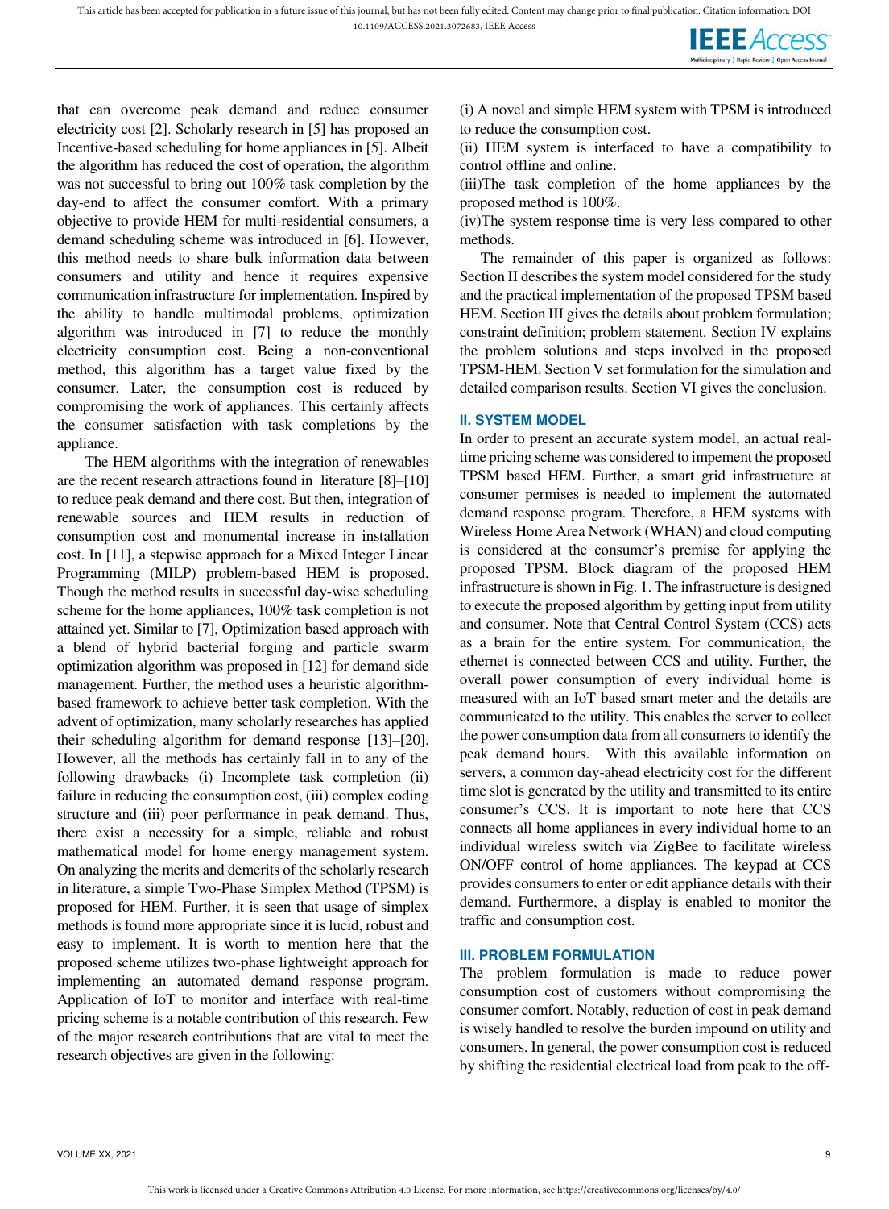that can overcome peak demand and reduce consumer electricity cost [2]. Scholarly research in [5] has proposed an Incentive-based scheduling for home appliances in [5]. Albeit the algorithm has reduced the cost of operation, the algorithm was not successful to bring out 100% task completion by the day-end to affect the consumer comfort. With a primary objective to provide HEM for multi-residential consumers, a demand scheduling scheme was introduced in [6]. However, this method needs to share bulk information data between consumers and utility and hence it requires expensive communication infrastructure for implementation. Inspired by the ability to handle multimodal problems, optimization algorithm was introduced in [7] to reduce the monthly electricity consumption cost. Being a non-conventional method, this algorithm has a target value fixed by the consumer. Later, the consumption cost is reduced by compromising the work of appliances. This certainly affects the consumer satisfaction with task completions by the appliance.

The HEM algorithms with the integration of renewables are the recent research attractions found in literature [8]–[10] to reduce peak demand and there cost. But then, integration of renewable sources and HEM results in reduction of consumption cost and monumental increase in installation cost. In [11], a stepwise approach for a Mixed Integer Linear Programming (MILP) problem-based HEM is proposed. Though the method results in successful day-wise scheduling scheme for the home appliances, 100% task completion is not attained yet. Similar to [7], Optimization based approach with a blend of hybrid bacterial forging and particle swarm optimization algorithm was proposed in [12] for demand side management. Further, the method uses a heuristic algorithm-based framework to achieve better task completion. With the advent of optimization, many scholarly researches has applied their scheduling algorithm for demand response [13]–[20]. However, all the methods has certainly fall in to any of the following drawbacks (i) Incomplete task completion (ii) failure in reducing the consumption cost, (iii) complex coding structure and (iii) poor performance in peak demand. Thus, there exist a necessity for a simple, reliable and robust mathematical model for home energy management system. On analyzing the merits and demerits of the scholarly research in literature, a simple Two-Phase Simplex Method (TPSM) is proposed for HEM. Further, it is seen that usage of simplex methods is found more appropriate since it is lucid, robust and easy to implement. It is worth to mention here that the proposed scheme utilizes two-phase lightweight approach for implementing an automated demand response program. Application of IoT to monitor and interface with real-time pricing scheme is a notable contribution of this research. Few of the major research contributions that are vital to meet the research objectives are given in the following:

(i) A novel and simple HEM system with TPSM is introduced to reduce the consumption cost.
(ii) HEM system is interfaced to have a compatibility to control offline and online.
(iii)The task completion of the home appliances by the proposed method is 100%.
(iv)The system response time is very less compared to other methods.

The remainder of this paper is organized as follows: Section II describes the system model considered for the study and the practical implementation of the proposed TPSM based HEM. Section III gives the details about problem formulation; constraint definition; problem statement. Section IV explains the problem solutions and steps involved in the proposed TPSM-HEM. Section V set formulation for the simulation and detailed comparison results. Section VI gives the conclusion.

## II. SYSTEM MODEL

In order to present an accurate system model, an actual real-time pricing scheme was considered to impement the proposed TPSM based HEM. Further, a smart grid infrastructure at consumer permises is needed to implement the automated demand response program. Therefore, a HEM systems with Wireless Home Area Network (WHAN) and cloud computing is considered at the consumer's premise for applying the proposed TPSM. Block diagram of the proposed HEM infrastructure is shown in Fig. 1. The infrastructure is designed to execute the proposed algorithm by getting input from utility and consumer. Note that Central Control System (CCS) acts as a brain for the entire system. For communication, the ethernet is connected between CCS and utility. Further, the overall power consumption of every individual home is measured with an IoT based smart meter and the details are communicated to the utility. This enables the server to collect the power consumption data from all consumers to identify the peak demand hours. With this available information on servers, a common day-ahead electricity cost for the different time slot is generated by the utility and transmitted to its entire consumer's CCS. It is important to note here that CCS connects all home appliances in every individual home to an individual wireless switch via ZigBee to facilitate wireless ON/OFF control of home appliances. The keypad at CCS provides consumers to enter or edit appliance details with their demand. Furthermore, a display is enabled to monitor the traffic and consumption cost.

## III. PROBLEM FORMULATION

The problem formulation is made to reduce power consumption cost of customers without compromising the consumer comfort. Notably, reduction of cost in peak demand is wisely handled to resolve the burden impound on utility and consumers. In general, the power consumption cost is reduced by shifting the residential electrical load from peak to the off-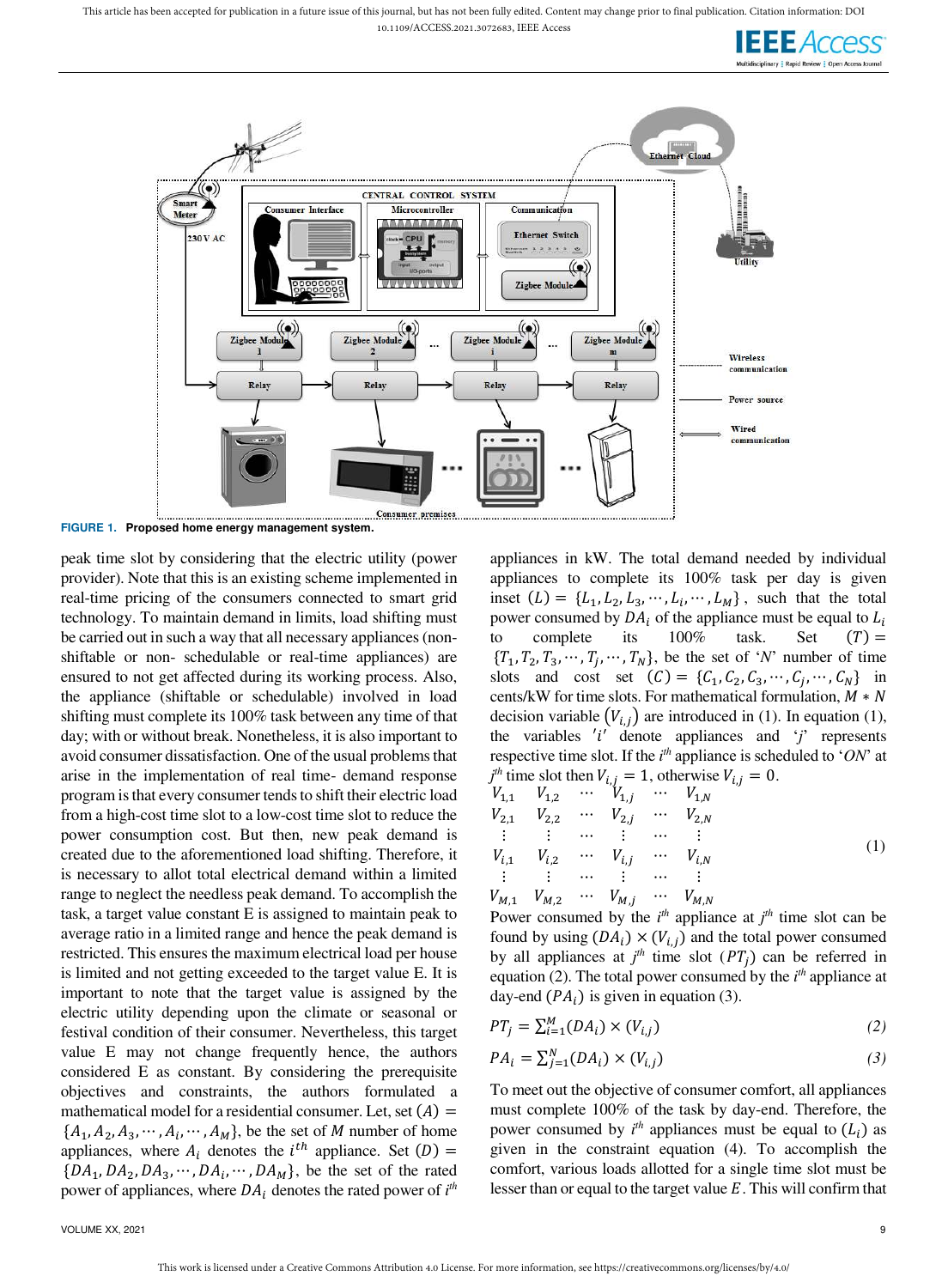FIGURE 1. Proposed home energy management system.

peak time slot by considering that the electric utility (power provider). Note that this is an existing scheme implemented in real-time pricing of the consumers connected to smart grid technology. To maintain demand in limits, load shifting must be carried out in such a way that all necessary appliances (non-shiftable or non- schedulable or real-time appliances) are ensured to not get affected during its working process. Also, the appliance (shiftable or schedulable) involved in load shifting must complete its 100% task between any time of that day; with or without break. Nonetheless, it is also important to avoid consumer dissatisfaction. One of the usual problems that arise in the implementation of real time- demand response program is that every consumer tends to shift their electric load from a high-cost time slot to a low-cost time slot to reduce the power consumption cost. But then, new peak demand is created due to the aforementioned load shifting. Therefore, it is necessary to allot total electrical demand within a limited range to neglect the needless peak demand. To accomplish the task, a target value constant E is assigned to maintain peak to average ratio in a limited range and hence the peak demand is restricted. This ensures the maximum electrical load per house is limited and not getting exceeded to the target value E. It is important to note that the target value is assigned by the electric utility depending upon the climate or seasonal or festival condition of their consumer. Nevertheless, this target value E may not change frequently hence, the authors considered E as constant. By considering the prerequisite objectives and constraints, the authors formulated a mathematical model for a residential consumer. Let, set $(A) = \{A_1, A_2, A_3, \cdots, A_i, \cdots, A_M\}$, be the set of $M$ number of home appliances, where $A_i$ denotes the $i^{th}$ appliance. Set $(D) = \{DA_1, DA_2, DA_3, \cdots, DA_i, \cdots, DA_M\}$, be the set of the rated power of appliances, where $DA_i$ denotes the rated power of $i^{th}$ appliances in kW. The total demand needed by individual appliances to complete its 100% task per day is given inset $(L) = \{L_1, L_2, L_3, \cdots, L_i, \cdots, L_M\}$, such that the total power consumed by $DA_i$ of the appliance must be equal to $L_i$ to complete its 100% task. Set $(T) = \{T_1, T_2, T_3, \cdots, T_j, \cdots, T_N\}$, be the set of '$N$' number of time slots and cost set $(C) = \{C_1, C_2, C_3, \cdots, C_j, \cdots, C_N\}$ in cents/kW for time slots. For mathematical formulation, $M * N$ decision variable $(V_{i,j})$ are introduced in (1). In equation (1), the variables '$i$' denote appliances and '$j$' represents respective time slot. If the $i^{th}$ appliance is scheduled to '$ON$' at $j^{th}$ time slot then $V_{i,j} = 1$, otherwise $V_{i,j} = 0$.

$$\begin{matrix} V_{1,1} & V_{1,2} & \cdots & V_{1,j} & \cdots & V_{1,N} \\ V_{2,1} & V_{2,2} & \cdots & V_{2,j} & \cdots & V_{2,N} \\ \vdots & \vdots & \cdots & \vdots & \cdots & \vdots \\ V_{i,1} & V_{i,2} & \cdots & V_{i,j} & \cdots & V_{i,N} \\ \vdots & \vdots & \cdots & \vdots & \cdots & \vdots \\ V_{M,1} & V_{M,2} & \cdots & V_{M,j} & \cdots & V_{M,N} \end{matrix} \tag{1}$$

Power consumed by the $i^{th}$ appliance at $j^{th}$ time slot can be found by using $(DA_i) \times (V_{i,j})$ and the total power consumed by all appliances at $j^{th}$ time slot $(PT_j)$ can be referred in equation (2). The total power consumed by the $i^{th}$ appliance at day-end $(PA_i)$ is given in equation (3).

$$PT_j = \sum_{i=1}^{M} (DA_i) \times (V_{i,j}) \tag{2}$$

$$PA_i = \sum_{j=1}^{N} (DA_i) \times (V_{i,j}) \tag{3}$$

To meet out the objective of consumer comfort, all appliances must complete 100% of the task by day-end. Therefore, the power consumed by $i^{th}$ appliances must be equal to $(L_i)$ as given in the constraint equation (4). To accomplish the comfort, various loads allotted for a single time slot must be lesser than or equal to the target value $E$. This will confirm that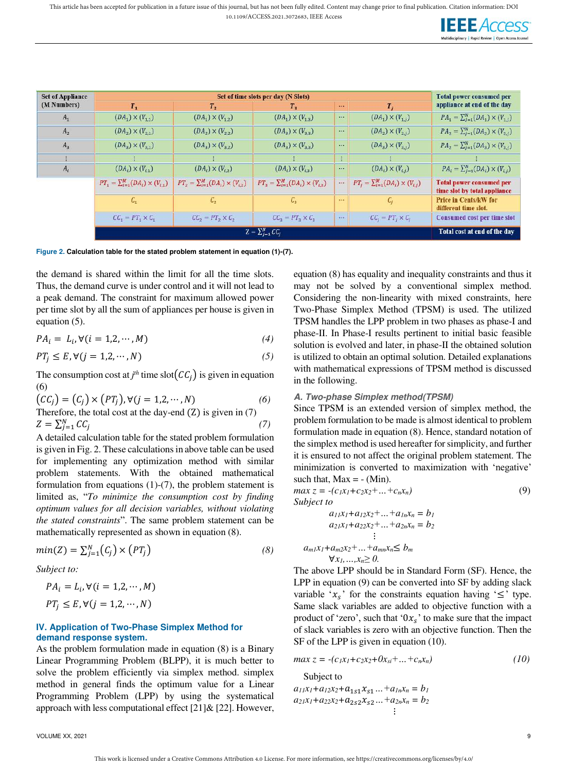| Set of Appliance (M Numbers) | Set of time slots per day (N Slots) | | | | | Total power consumed per appliance at end of the day |
|---|---|---|---|---|---|---|
| | $T_1$ | $T_2$ | $T_3$ | ⋯ | $T_j$ | |
| $A_1$ | $(DA_1)\times(V_{1,1})$ | $(DA_1)\times(V_{1,2})$ | $(DA_1)\times(V_{1,3})$ | ⋯ | $(DA_1)\times(V_{1,j})$ | $PA_1=\sum_{j=1}^{N}(DA_1)\times(V_{1,j})$ |
| $A_2$ | $(DA_2)\times(V_{2,1})$ | $(DA_2)\times(V_{2,2})$ | $(DA_2)\times(V_{2,3})$ | ⋯ | $(DA_2)\times(V_{2,j})$ | $PA_2=\sum_{j=1}^{N}(DA_2)\times(V_{2,j})$ |
| $A_3$ | $(DA_3)\times(V_{3,1})$ | $(DA_3)\times(V_{3,2})$ | $(DA_3)\times(V_{3,3})$ | ⋯ | $(DA_3)\times(V_{3,j})$ | $PA_2=\sum_{j=1}^{N}(DA_3)\times(V_{3,j})$ |
| ⋮ | ⋮ | ⋮ | ⋮ | ⋮ | ⋮ | ⋮ |
| $A_i$ | $(DA_i)\times(V_{i,1})$ | $(DA_i)\times(V_{i,2})$ | $(DA_i)\times(V_{i,3})$ | ⋯ | $(DA_i)\times(V_{i,j})$ | $PA_i=\sum_{j=1}^{N}(DA_i)\times(V_{i,j})$ |
| | $PT_1=\sum_{i=1}^{M}(DA_i)\times(V_{i,1})$ | $PT_2=\sum_{i=1}^{M}(DA_i)\times(V_{i,2})$ | $PT_3=\sum_{i=1}^{M}(DA_i)\times(V_{i,3})$ | ⋯ | $PT_j=\sum_{i=1}^{M}(DA_i)\times(V_{i,j})$ | Total power consumed per time slot by total appliance |
| | $C_1$ | $C_2$ | $C_3$ | ⋯ | $C_j$ | Price in Cents/kW for different time slot. |
| | $CC_1=PT_1\times C_1$ | $CC_2=PT_2\times C_2$ | $CC_3=PT_3\times C_3$ | ⋯ | $CC_j=PT_j\times C_j$ | Consumed cost per time slot |
| | $Z=\sum_{j=1}^{N}CC_j$ | | | | | Total cost at end of the day |

**Figure 2.** **Calculation table for the stated problem statement in equation (1)-(7).**

the demand is shared within the limit for all the time slots. Thus, the demand curve is under control and it will not lead to a peak demand. The constraint for maximum allowed power per time slot by all the sum of appliances per house is given in equation (5).

$$PA_i = L_i, \forall (i = 1,2,\cdots,M) \tag{4}$$

$$PT_j \leq E, \forall (j = 1,2,\cdots,N) \tag{5}$$

The consumption cost at $j^{th}$ time slot$(CC_j)$ is given in equation (6)

$$(CC_j) = (C_j) \times (PT_j), \forall (j = 1,2,\cdots,N) \tag{6}$$

Therefore, the total cost at the day-end (Z) is given in (7)

$$Z = \sum_{j=1}^{N} CC_j \tag{7}$$

A detailed calculation table for the stated problem formulation is given in Fig. 2. These calculations in above table can be used for implementing any optimization method with similar problem statements. With the obtained mathematical formulation from equations (1)-(7), the problem statement is limited as, "*To minimize the consumption cost by finding optimum values for all decision variables, without violating the stated constraints*". The same problem statement can be mathematically represented as shown in equation (8).

$$min(Z) = \sum_{j=1}^{N} (C_j) \times (PT_j) \tag{8}$$

*Subject to:*

$$PA_i = L_i, \forall (i = 1,2,\cdots,M)$$

$$PT_j \leq E, \forall (j = 1,2,\cdots,N)$$

## IV. Application of Two-Phase Simplex Method for demand response system.

As the problem formulation made in equation (8) is a Binary Linear Programming Problem (BLPP), it is much better to solve the problem efficiently via simplex method. simplex method in general finds the optimum value for a Linear Programming Problem (LPP) by using the systematical approach with less computational effect [21]& [22]. However, equation (8) has equality and inequality constraints and thus it may not be solved by a conventional simplex method. Considering the non-linearity with mixed constraints, here Two-Phase Simplex Method (TPSM) is used. The utilized TPSM handles the LPP problem in two phases as phase-I and phase-II. In Phase-I results pertinent to initial basic feasible solution is evolved and later, in phase-II the obtained solution is utilized to obtain an optimal solution. Detailed explanations with mathematical expressions of TPSM method is discussed in the following.

### A. Two-phase Simplex method(TPSM)

Since TPSM is an extended version of simplex method, the problem formulation to be made is almost identical to problem formulation made in equation (8). Hence, standard notation of the simplex method is used hereafter for simplicity, and further it is ensured to not affect the original problem statement. The minimization is converted to maximization with 'negative' such that, Max = - (Min).

$$max\ z = -(c_1x_1+c_2x_2+\ldots+c_nx_n) \tag{9}$$

*Subject to*

$$a_{11}x_1+a_{12}x_2+\ldots+a_{1n}x_n = b_1$$
$$a_{21}x_1+a_{22}x_2+\ldots+a_{2n}x_n = b_2$$
$$\vdots$$
$$a_{m1}x_1+a_{m2}x_2+\ldots+a_{mn}x_n \leq b_m$$
$$\forall x_1,\ldots,x_n \geq 0.$$

The above LPP should be in Standard Form (SF). Hence, the LPP in equation (9) can be converted into SF by adding slack variable '$x_s$' for the constraints equation having '$\leq$' type. Same slack variables are added to objective function with a product of 'zero', such that '$0x_s$' to make sure that the impact of slack variables is zero with an objective function. Then the SF of the LPP is given in equation (10).

$$max\ z = -(c_1x_1+c_2x_2+0x_{si}+\ldots+c_nx_n) \tag{10}$$

Subject to

$$a_{11}x_1+a_{12}x_2+a_{1s1}x_{s1}\ldots+a_{1n}x_n = b_1$$
$$a_{21}x_1+a_{22}x_2+a_{2s2}x_{s2}\ldots+a_{2n}x_n = b_2$$
$$\vdots$$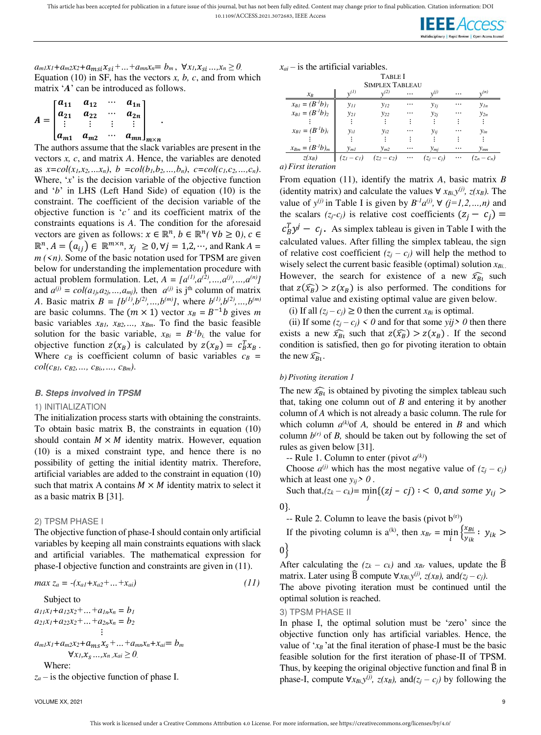$a_{m1}x_1+a_{m2}x_2+a_{msi}x_{si}+...+a_{mn}x_n= b_m$ , $\forall x_1,x_{si}...,x_n \geq 0$.

Equation (10) in SF, has the vectors *x, b, c*, and from which matrix '$\boldsymbol{A}$' can be introduced as follows.

$$A = \begin{bmatrix} a_{11} & a_{12} & \cdots & a_{1n} \\ a_{21} & a_{22} & \cdots & a_{2n} \\ \vdots & \vdots & \vdots & \vdots \\ a_{m1} & a_{m2} & \cdots & a_{mn} \end{bmatrix}_{m \times n} .$$

The authors assume that the slack variables are present in the vectors *x, c*, and matrix *A*. Hence, the variables are denoted as $x=col(x_1,x_2,...x_n)$, $b=col(b_1,b_2,...,b_n)$, $c=col(c_1,c_2,...,c_n)$. Where, '$x$' is the decision variable of the objective function and '$b$' in LHS (Left Hand Side) of equation (10) is the constraint. The coefficient of the decision variable of the objective function is '$c$' and its coefficient matrix of the constraints equations is *A*. The condition for the aforesaid vectors are given as follows: $x \in \mathbb{R}^n$, $b \in \mathbb{R}^n (\forall b \geq 0)$, $c \in \mathbb{R}^n$, $A = (a_{ij}) \in \mathbb{R}^{m \times n}$, $x_j \geq 0, \forall j = 1,2,\cdots,$ and Rank $A = m\ (<n)$. Some of the basic notation used for TPSM are given below for understanding the implementation procedure with actual problem formulation. Let, $A = [a^{(1)},a^{(2)},...,a^{(j)},...,a^{(n)}]$ and $a^{(j)} = col(a_{1j},a_{2j},...,a_{mj})$, then $a^{(j)}$ is j[th] column of matrix *A*. Basic matrix $B = [b^{(1)},b^{(2)},...,b^{(m)}]$, where $b^{(1)},b^{(2)},...,b^{(m)}$ are basic columns. The $(m \times 1)$ vector $x_B = B^{-1}b$ gives $m$ basic variables $x_{B1}, x_{B2},..., x_{Bm}$. To find the basic feasible solution for the basic variable, $x_{Bi} = B^{-1}b_i$, the value for objective function $z(x_B)$ is calculated by $z(x_B) = c_B^T x_B$. Where $c_B$ is coefficient column of basic variables $c_B = col(c_{B1}, c_{B2},..., c_{Bi},..., c_{Bm})$.

### B. Steps involved in TPSM

#### 1) INITIALIZATION

The initialization process starts with obtaining the constraints. To obtain basic matrix B, the constraints in equation (10) should contain $M \times M$ identity matrix. However, equation (10) is a mixed constraint type, and hence there is no possibility of getting the initial identity matrix. Therefore, artificial variables are added to the constraint in equation (10) such that matrix A contains $M \times M$ identity matrix to select it as a basic matrix B [31].

#### 2) TPSM PHASE I

The objective function of phase-I should contain only artificial variables by keeping all main constraints equations with slack and artificial variables. The mathematical expression for phase-I objective function and constraints are given in (11).

$$max\ z_a = -(x_{a1}+x_{a2}+...+x_{ai}) \tag{11}$$

Subject to

$$a_{11}x_1+a_{12}x_2+...+a_{1n}x_n = b_1$$
$$a_{21}x_1+a_{22}x_2+...+a_{2n}x_n = b_2$$
$$\vdots$$
$$a_{m1}x_1+a_{m2}x_2+a_{ms}x_s+...+a_{mn}x_n+x_{ai}= b_m$$
$$\forall x_1,x_s...,x_n, x_{ai} \geq 0.$$

Where:

$z_a$ – is the objective function of phase I.

$x_{ai}$ – is the artificial variables.

TABLE I
SIMPLEX TABLEAU

| $x_B$ | $y^{(1)}$ | $y^{(2)}$ | $\cdots$ | $y^{(j)}$ | $\cdots$ | $y^{(n)}$ |
|---|---|---|---|---|---|---|
| $x_{B1} = (B^{-1}b)_1$ | $y_{11}$ | $y_{12}$ | $\cdots$ | $y_{1j}$ | $\cdots$ | $y_{1n}$ |
| $x_{B1} = (B^{-1}b)_2$ | $y_{21}$ | $y_{22}$ | $\cdots$ | $y_{2j}$ | $\cdots$ | $y_{2n}$ |
| $\vdots$ | $\vdots$ | $\vdots$ | $\vdots$ | $\vdots$ | $\vdots$ | $\vdots$ |
| $x_{Bl} = (B^{-1}b)_i$ | $y_{i1}$ | $y_{i2}$ | $\cdots$ | $y_{ij}$ | $\cdots$ | $y_{in}$ |
| $\vdots$ | $\vdots$ | $\vdots$ | $\vdots$ | $\vdots$ | $\vdots$ | $\vdots$ |
| $x_{Bm} = (B^{-1}b)_m$ | $y_{m1}$ | $y_{m2}$ | $\cdots$ | $y_{mj}$ | $\cdots$ | $y_{mn}$ |
| $z(x_B)$ | $(z_1 - c_1)$ | $(z_2 - c_2)$ | $\cdots$ | $(z_j - c_j)$ | $\cdots$ | $(z_n - c_n)$ |

*a) First iteration*

From equation (11), identify the matrix *A*, basic matrix *B* (identity matrix) and calculate the values $\forall\ x_{Bi}, y^{(j)}, z(x_B)$. The value of $y^{(j)}$ in Table I is given by $B^{-1}a^{(j)}$, $\forall\ (j=1,2,...,n)$ and the scalars $(z_j\text{-}c_j)$ is relative cost coefficients $(z_j - c_j) = c_B^T y^j - c_j$. As simplex tableau is given in Table I with the calculated values. After filling the simplex tableau, the sign of relative cost coefficient $(z_j - c_j)$ will help the method to wisely select the current basic feasible (optimal) solution $x_{Bi}$. However, the search for existence of a new $\widehat{x_{Bi}}$ such that $z(\widehat{x_B}) > z(x_B)$ is also performed. The conditions for optimal value and existing optimal value are given below.

(i) If all $(z_j - c_j) \geq 0$ then the current $x_{Bi}$ is optimal.

(ii) If some $(z_j - c_j) < 0$ and for that some $yij > 0$ then there exists a new $\widehat{x_{Bi}}$ such that $z(\widehat{x_B}) > z(x_B)$. If the second condition is satisfied, then go for pivoting iteration to obtain the new $\widehat{x_{Bi}}$.

*b) Pivoting iteration 1*

The new $\widehat{x_{Bi}}$ is obtained by pivoting the simplex tableau such that, taking one column out of *B* and entering it by another column of *A* which is not already a basic column. The rule for which column $a^{(k)}$of *A*, should be entered in *B* and which column $b^{(r)}$ of *B*, should be taken out by following the set of rules as given below [31].

-- Rule 1. Column to enter (pivot $a^{(k)}$)

Choose $a^{(j)}$ which has the most negative value of $(z_j - c_j)$ which at least one $y_{ij} > 0$.

Such that, $(z_k - c_k) = \min_j\{(zj - cj) : < 0, and\ some\ y_{ij} > 0\}$.

-- Rule 2. Column to leave the basis (pivot $b^{(r)}$)

If the pivoting column is $a^{(k)}$, then $x_{Br} = \min_i \left\{\frac{x_{Bi}}{y_{ik}} : y_{ik} > 0\right\}$

After calculating the $(z_k - c_k)$ and $x_{Br}$ values, update the $\widehat{B}$ matrix. Later using $\widehat{B}$ compute $\forall x_{Bi}, y^{(j)}, z(x_B)$, and $(z_j - c_j)$.

The above pivoting iteration must be continued until the optimal solution is reached.

#### 3) TPSM PHASE II

In phase I, the optimal solution must be 'zero' since the objective function only has artificial variables. Hence, the value of '$x_B$' at the final iteration of phase-I must be the basic feasible solution for the first iteration of phase-II of TPSM. Thus, by keeping the original objective function and final $\widehat{B}$ in phase-I, compute $\forall x_{Bi}, y^{(j)}, z(x_B)$, and $(z_j - c_j)$ by following the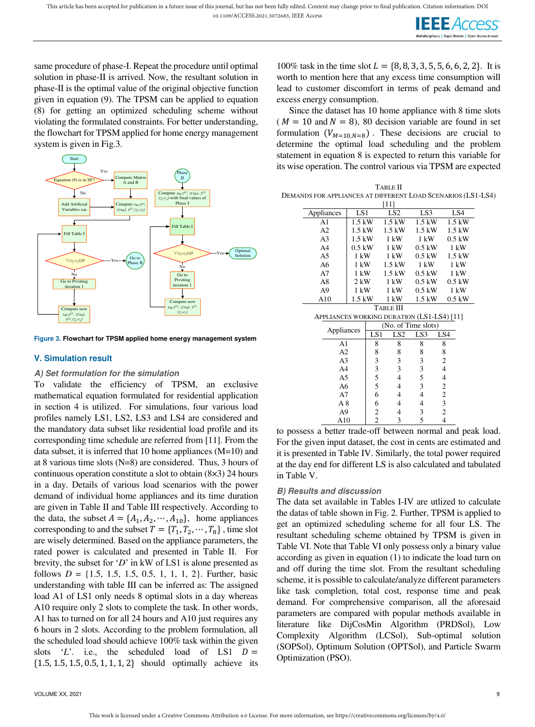same procedure of phase-I. Repeat the procedure until optimal solution in phase-II is arrived. Now, the resultant solution in phase-II is the optimal value of the original objective function given in equation (9). The TPSM can be applied to equation (8) for getting an optimized scheduling scheme without violating the formulated constraints. For better understanding, the flowchart for TPSM applied for home energy management system is given in Fig.3.

**Figure 3.** Flowchart for TPSM applied home energy management system

## V. Simulation result

### A) Set formulation for the simulation

To validate the efficiency of TPSM, an exclusive mathematical equation formulated for residential application in section 4 is utilized. For simulations, four various load profiles namely LS1, LS2, LS3 and LS4 are considered and the mandatory data subset like residential load profile and its corresponding time schedule are referred from [11]. From the data subset, it is inferred that 10 home appliances (M=10) and at 8 various time slots (N=8) are considered. Thus, 3 hours of continuous operation constitute a slot to obtain (8×3) 24 hours in a day. Details of various load scenarios with the power demand of individual home appliances and its time duration are given in Table II and Table III respectively. According to the data, the subset $A = \{A_1, A_2, \cdots, A_{10}\}$, home appliances corresponding to and the subset $T = \{T_1, T_2, \cdots, T_8\}$, time slot are wisely determined. Based on the appliance parameters, the rated power is calculated and presented in Table II. For brevity, the subset for '$D$' in kW of LS1 is alone presented as follows $D = \{1.5, 1.5, 1.5, 0.5, 1, 1, 1, 2\}$. Further, basic understanding with table III can be inferred as: The assigned load A1 of LS1 only needs 8 optimal slots in a day whereas A10 require only 2 slots to complete the task. In other words, A1 has to turned on for all 24 hours and A10 just requires any 6 hours in 2 slots. According to the problem formulation, all the scheduled load should achieve 100% task within the given slots '$L$'. i.e., the scheduled load of LS1 $D = \{1.5, 1.5, 1.5, 0.5, 1, 1, 1, 2\}$ should optimally achieve its 100% task in the time slot $L = \{8, 8, 3, 3, 5, 5, 6, 6, 2, 2\}$. It is worth to mention here that any excess time consumption will lead to customer discomfort in terms of peak demand and excess energy consumption.

Since the dataset has 10 home appliance with 8 time slots ($M = 10$ and $N = 8$), 80 decision variable are found in set formulation ($V_{M=10,N=8}$). These decisions are crucial to determine the optimal load scheduling and the problem statement in equation 8 is expected to return this variable for its wise operation. The control various via TPSM are expected to possess a better trade-off between normal and peak load. For the given input dataset, the cost in cents are estimated and it is presented in Table IV. Similarly, the total power required at the day end for different LS is also calculated and tabulated in Table V.

TABLE II
DEMANDS FOR APPLIANCES AT DIFFERENT LOAD SCENARIOS (LS1-LS4) [11]

| Appliances | LS1 | LS2 | LS3 | LS4 |
|---|---|---|---|---|
| A1 | 1.5 kW | 1.5 kW | 1.5 kW | 1.5 kW |
| A2 | 1.5 kW | 1.5 kW | 1.5 kW | 1.5 kW |
| A3 | 1.5 kW | 1 kW | 1 kW | 0.5 kW |
| A4 | 0.5 kW | 1 kW | 0.5 kW | 1 kW |
| A5 | 1 kW | 1 kW | 0.5 kW | 1.5 kW |
| A6 | 1 kW | 1.5 kW | 1 kW | 1 kW |
| A7 | 1 kW | 1.5 kW | 0.5 kW | 1 kW |
| A8 | 2 kW | 1 kW | 0.5 kW | 0.5 kW |
| A9 | 1 kW | 1 kW | 0.5 kW | 1 kW |
| A10 | 1.5 kW | 1 kW | 1.5 kW | 0.5 kW |

TABLE III
APPLIANCES WORKING DURATION (LS1-LS4) [11]

| Appliances | (No. of Time slots) | | | |
|---|---|---|---|---|
| | LS1 | LS2 | LS3 | LS4 |
| A1 | 8 | 8 | 8 | 8 |
| A2 | 8 | 8 | 8 | 8 |
| A3 | 3 | 3 | 3 | 2 |
| A4 | 3 | 3 | 3 | 4 |
| A5 | 5 | 4 | 5 | 4 |
| A6 | 5 | 4 | 3 | 2 |
| A7 | 6 | 4 | 4 | 2 |
| A 8 | 6 | 4 | 4 | 3 |
| A9 | 2 | 4 | 3 | 2 |
| A10 | 2 | 3 | 5 | 4 |

### B) Results and discussion

The data set available in Tables I-IV are utlized to calculate the datas of table shown in Fig. 2. Further, TPSM is applied to get an optimized scheduling scheme for all four LS. The resultant scheduling scheme obtained by TPSM is given in Table VI. Note that Table VI only possess only a binary value according as given in equation (1) to indicate the load turn on and off during the time slot. From the resultant scheduling scheme, it is possible to calculate/analyze different parameters like task completion, total cost, response time and peak demand. For comprehensive comparison, all the aforesaid parameters are compared with popular methods available in literature like DijCosMin Algorithm (PRDSol), Low Complexity Algorithm (LCSol), Sub-optimal solution (SOPSol), Optimum Solution (OPTSol), and Particle Swarm Optimization (PSO).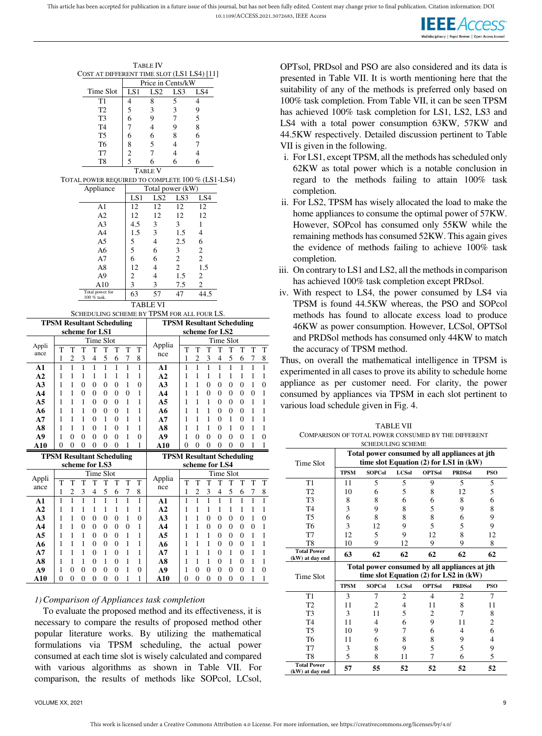TABLE IV
COST AT DIFFERENT TIME SLOT (LS1 LS4) [11]

| Time Slot | Price in Cents/kW | | | |
|---|---|---|---|---|
| | LS1 | LS2 | LS3 | LS4 |
| T1 | 4 | 8 | 5 | 4 |
| T2 | 5 | 3 | 3 | 9 |
| T3 | 6 | 9 | 7 | 5 |
| T4 | 7 | 4 | 9 | 8 |
| T5 | 6 | 6 | 8 | 6 |
| T6 | 8 | 5 | 4 | 7 |
| T7 | 2 | 7 | 4 | 4 |
| T8 | 5 | 6 | 6 | 6 |

TABLE V
TOTAL POWER REQUIRED TO COMPLETE 100 % (LS1-LS4)

| Appliance | Total power (kW) | | | |
|---|---|---|---|---|
| | LS1 | LS2 | LS3 | LS4 |
| A1 | 12 | 12 | 12 | 12 |
| A2 | 12 | 12 | 12 | 12 |
| A3 | 4.5 | 3 | 3 | 1 |
| A4 | 1.5 | 3 | 1.5 | 4 |
| A5 | 5 | 4 | 2.5 | 6 |
| A6 | 5 | 6 | 3 | 2 |
| A7 | 6 | 6 | 2 | 2 |
| A8 | 12 | 4 | 2 | 1.5 |
| A9 | 2 | 4 | 1.5 | 2 |
| A10 | 3 | 3 | 7.5 | 2 |
| Total power for 100 % task. | 63 | 57 | 47 | 44.5 |

TABLE VI
SCHEDULING SCHEME BY TPSM FOR ALL FOUR LS.

| TPSM Resultant Scheduling scheme for LS1 | | | | | | | | | TPSM Resultant Scheduling scheme for LS2 | | | | | | | | |
|---|---|---|---|---|---|---|---|---|---|---|---|---|---|---|---|---|---|
| Appliance | Time Slot | | | | | | | | Appliance | Time Slot | | | | | | | |
| | T1 | T2 | T3 | T4 | T5 | T6 | T7 | T8 | | T1 | T2 | T3 | T4 | T5 | T6 | T7 | T8 |
| **A1** | 1 | 1 | 1 | 1 | 1 | 1 | 1 | 1 | **A1** | 1 | 1 | 1 | 1 | 1 | 1 | 1 | 1 |
| **A2** | 1 | 1 | 1 | 1 | 1 | 1 | 1 | 1 | **A2** | 1 | 1 | 1 | 1 | 1 | 1 | 1 | 1 |
| **A3** | 1 | 1 | 0 | 0 | 0 | 0 | 1 | 0 | **A3** | 1 | 1 | 0 | 0 | 0 | 0 | 1 | 0 |
| **A4** | 1 | 1 | 0 | 0 | 0 | 0 | 0 | 1 | **A4** | 1 | 1 | 0 | 0 | 0 | 0 | 0 | 1 |
| **A5** | 1 | 1 | 1 | 0 | 0 | 0 | 1 | 1 | **A5** | 1 | 1 | 1 | 0 | 0 | 0 | 1 | 1 |
| **A6** | 1 | 1 | 1 | 0 | 0 | 0 | 1 | 1 | **A6** | 1 | 1 | 1 | 0 | 0 | 0 | 1 | 1 |
| **A7** | 1 | 1 | 1 | 0 | 1 | 0 | 1 | 1 | **A7** | 1 | 1 | 1 | 0 | 1 | 0 | 1 | 1 |
| **A8** | 1 | 1 | 1 | 0 | 1 | 0 | 1 | 1 | **A8** | 1 | 1 | 1 | 0 | 1 | 0 | 1 | 1 |
| **A9** | 1 | 0 | 0 | 0 | 0 | 0 | 1 | 0 | **A9** | 1 | 0 | 0 | 0 | 0 | 0 | 1 | 0 |
| **A10** | 0 | 0 | 0 | 0 | 0 | 0 | 1 | 1 | **A10** | 0 | 0 | 0 | 0 | 0 | 0 | 1 | 1 |
| **TPSM Resultant Scheduling scheme for LS3** | | | | | | | | | **TPSM Resultant Scheduling scheme for LS4** | | | | | | | | |
| Appliance | Time Slot | | | | | | | | Appliance | Time Slot | | | | | | | |
| | T1 | T2 | T3 | T4 | T5 | T6 | T7 | T8 | | T1 | T2 | T3 | T4 | T5 | T6 | T7 | T8 |
| **A1** | 1 | 1 | 1 | 1 | 1 | 1 | 1 | 1 | **A1** | 1 | 1 | 1 | 1 | 1 | 1 | 1 | 1 |
| **A2** | 1 | 1 | 1 | 1 | 1 | 1 | 1 | 1 | **A2** | 1 | 1 | 1 | 1 | 1 | 1 | 1 | 1 |
| **A3** | 1 | 1 | 0 | 0 | 0 | 0 | 1 | 0 | **A3** | 1 | 1 | 0 | 0 | 0 | 0 | 1 | 0 |
| **A4** | 1 | 1 | 0 | 0 | 0 | 0 | 0 | 1 | **A4** | 1 | 1 | 0 | 0 | 0 | 0 | 0 | 1 |
| **A5** | 1 | 1 | 1 | 0 | 0 | 0 | 1 | 1 | **A5** | 1 | 1 | 1 | 0 | 0 | 0 | 1 | 1 |
| **A6** | 1 | 1 | 1 | 0 | 0 | 0 | 1 | 1 | **A6** | 1 | 1 | 1 | 0 | 0 | 0 | 1 | 1 |
| **A7** | 1 | 1 | 1 | 0 | 1 | 0 | 1 | 1 | **A7** | 1 | 1 | 1 | 0 | 1 | 0 | 1 | 1 |
| **A8** | 1 | 1 | 1 | 0 | 1 | 0 | 1 | 1 | **A8** | 1 | 1 | 1 | 0 | 1 | 0 | 1 | 1 |
| **A9** | 1 | 0 | 0 | 0 | 0 | 0 | 1 | 0 | **A9** | 1 | 0 | 0 | 0 | 0 | 0 | 1 | 0 |
| **A10** | 0 | 0 | 0 | 0 | 0 | 0 | 1 | 1 | **A10** | 0 | 0 | 0 | 0 | 0 | 0 | 1 | 1 |

### 1) *Comparison of Appliances task completion*

To evaluate the proposed method and its effectiveness, it is necessary to compare the results of proposed method other popular literature works. By utilizing the mathematical formulations via TPSM scheduling, the actual power consumed at each time slot is wisely calculated and compared with various algorithms as shown in Table VII. For comparison, the results of methods like SOPcol, LCsol, OPTsol, PRDsol and PSO are also considered and its data is presented in Table VII. It is worth mentioning here that the suitability of any of the methods is preferred only based on 100% task completion. From Table VII, it can be seen TPSM has achieved 100% task completion for LS1, LS2, LS3 and LS4 with a total power consumption 63KW, 57KW and 44.5KW respectively. Detailed discussion pertinent to Table VII is given in the following.

i. For LS1, except TPSM, all the methods has scheduled only 62KW as total power which is a notable conclusion in regard to the methods failing to attain 100% task completion.
ii. For LS2, TPSM has wisely allocated the load to make the home appliances to consume the optimal power of 57KW. However, SOPcol has consumed only 55KW while the remaining methods has consumed 52KW. This again gives the evidence of methods failing to achieve 100% task completion.
iii. On contrary to LS1 and LS2, all the methods in comparison has achieved 100% task completion except PRDsol.
iv. With respect to LS4, the power consumed by LS4 via TPSM is found 44.5KW whereas, the PSO and SOPcol methods has found to allocate excess load to produce 46KW as power consumption. However, LCSol, OPTSol and PRDSol methods has consumed only 44KW to match the accuracy of TPSM method.

Thus, on overall the mathematical intelligence in TPSM is experimented in all cases to prove its ability to schedule home appliance as per customer need. For clarity, the power consumed by appliances via TPSM in each slot pertinent to various load schedule given in Fig. 4.

TABLE VII
COMPARISON OF TOTAL POWER CONSUMED BY THE DIFFERENT SCHEDULING SCHEME

| Time Slot | Total power consumed by all appliances at jth time slot Equation (2) for LS1 in (kW) | | | | | |
|---|---|---|---|---|---|---|
| | **TPSM** | **SOPCol** | **LCSol** | **OPTSol** | **PRDSol** | **PSO** |
| T1 | 11 | 5 | 5 | 9 | 5 | 5 |
| T2 | 10 | 6 | 5 | 8 | 12 | 5 |
| T3 | 8 | 8 | 6 | 6 | 8 | 6 |
| T4 | 3 | 9 | 8 | 5 | 9 | 8 |
| T5 | 6 | 8 | 8 | 8 | 6 | 9 |
| T6 | 3 | 12 | 9 | 5 | 5 | 9 |
| T7 | 12 | 5 | 9 | 12 | 8 | 12 |
| T8 | 10 | 9 | 12 | 9 | 9 | 8 |
| **Total Power (kW) at day end** | **63** | **62** | **62** | **62** | **62** | **62** |
| **Time Slot** | **Total power consumed by all appliances at jth time slot Equation (2) for LS2 in (kW)** | | | | | |
| | **TPSM** | **SOPCol** | **LCSol** | **OPTSol** | **PRDSol** | **PSO** |
| T1 | 3 | 7 | 2 | 4 | 2 | 7 |
| T2 | 11 | 2 | 4 | 11 | 8 | 11 |
| T3 | 3 | 11 | 5 | 2 | 7 | 8 |
| T4 | 11 | 4 | 6 | 9 | 11 | 2 |
| T5 | 10 | 9 | 7 | 6 | 4 | 6 |
| T6 | 11 | 6 | 8 | 8 | 9 | 4 |
| T7 | 3 | 8 | 9 | 5 | 5 | 9 |
| T8 | 5 | 8 | 11 | 7 | 6 | 5 |
| **Total Power (kW) at day end** | **57** | **55** | **52** | **52** | **52** | **52** |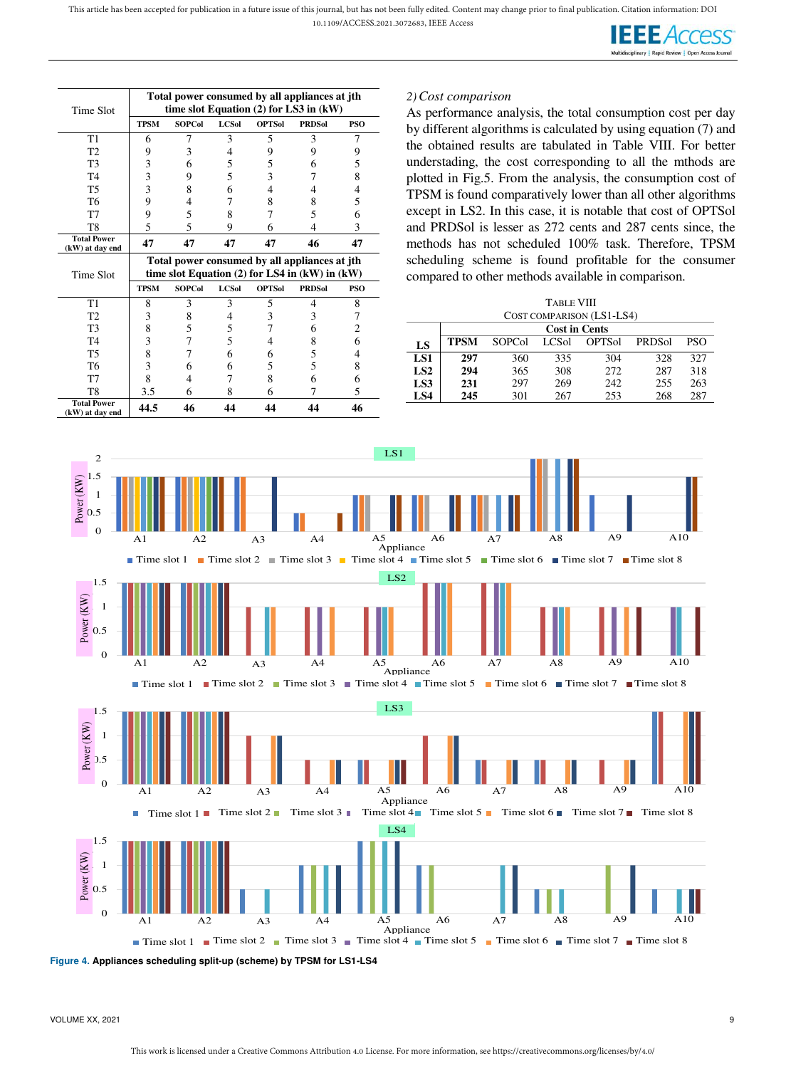| Time Slot | Total power consumed by all appliances at jth time slot Equation (2) for LS3 in (kW) | | | | | |
|---|---|---|---|---|---|---|
| | TPSM | SOPCol | LCSol | OPTSol | PRDSol | PSO |
| T1 | 6 | 7 | 3 | 5 | 3 | 7 |
| T2 | 9 | 3 | 4 | 9 | 9 | 9 |
| T3 | 3 | 6 | 5 | 5 | 6 | 5 |
| T4 | 3 | 9 | 5 | 3 | 7 | 8 |
| T5 | 3 | 8 | 6 | 4 | 4 | 4 |
| T6 | 9 | 4 | 7 | 8 | 8 | 5 |
| T7 | 9 | 5 | 8 | 7 | 5 | 6 |
| T8 | 5 | 5 | 9 | 6 | 4 | 3 |
| **Total Power (kW) at day end** | **47** | **47** | **47** | **47** | **46** | **47** |

| Time Slot | Total power consumed by all appliances at jth time slot Equation (2) for LS4 in (kW) in (kW) | | | | | |
|---|---|---|---|---|---|---|
| | TPSM | SOPCol | LCSol | OPTSol | PRDSol | PSO |
| T1 | 8 | 3 | 3 | 5 | 4 | 8 |
| T2 | 3 | 8 | 4 | 3 | 3 | 7 |
| T3 | 8 | 5 | 5 | 7 | 6 | 2 |
| T4 | 3 | 7 | 5 | 4 | 8 | 6 |
| T5 | 8 | 7 | 6 | 6 | 5 | 4 |
| T6 | 3 | 6 | 6 | 5 | 5 | 8 |
| T7 | 8 | 4 | 7 | 8 | 6 | 6 |
| T8 | 3.5 | 6 | 8 | 6 | 7 | 5 |
| **Total Power (kW) at day end** | **44.5** | **46** | **44** | **44** | **44** | **46** |

*2) Cost comparison*

As performance analysis, the total consumption cost per day by different algorithms is calculated by using equation (7) and the obtained results are tabulated in Table VIII. For better understading, the cost corresponding to all the mthods are plotted in Fig.5. From the analysis, the consumption cost of TPSM is found comparatively lower than all other algorithms except in LS2. In this case, it is notable that cost of OPTSol and PRDSol is lesser as 272 cents and 287 cents since, the methods has not scheduled 100% task. Therefore, TPSM scheduling scheme is found profitable for the consumer compared to other methods available in comparison.

TABLE VIII
COST COMPARISON (LS1-LS4)

| LS | Cost in Cents | | | | | |
|---|---|---|---|---|---|---|
| | TPSM | SOPCol | LCSol | OPTSol | PRDSol | PSO |
| **LS1** | **297** | 360 | 335 | 304 | 328 | 327 |
| **LS2** | **294** | 365 | 308 | 272 | 287 | 318 |
| **LS3** | **231** | 297 | 269 | 242 | 255 | 263 |
| **LS4** | **245** | 301 | 267 | 253 | 268 | 287 |

**Figure 4. Appliances scheduling split-up (scheme) by TPSM for LS1-LS4**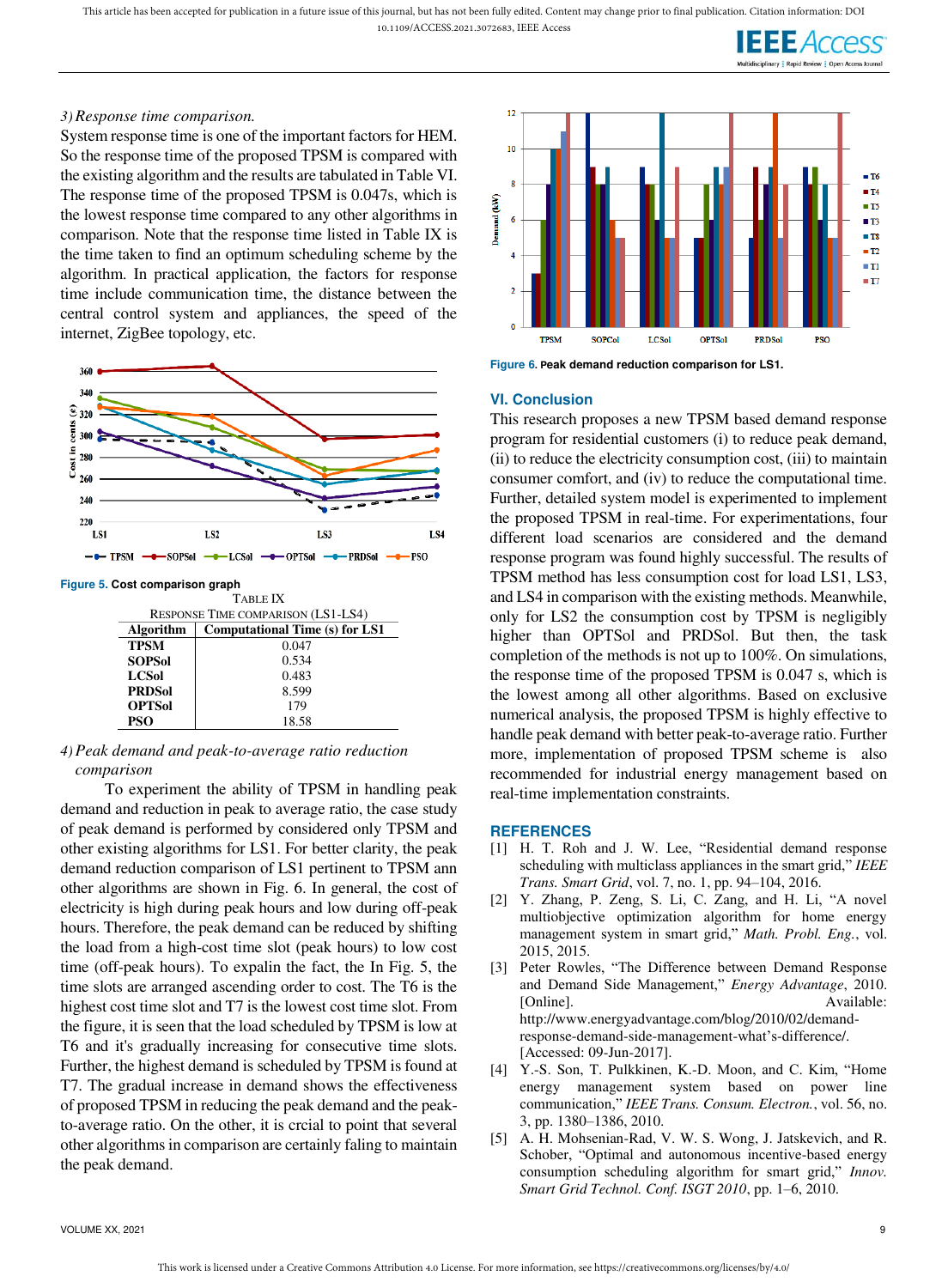*3) Response time comparison.*

System response time is one of the important factors for HEM. So the response time of the proposed TPSM is compared with the existing algorithm and the results are tabulated in Table VI. The response time of the proposed TPSM is 0.047s, which is the lowest response time compared to any other algorithms in comparison. Note that the response time listed in Table IX is the time taken to find an optimum scheduling scheme by the algorithm. In practical application, the factors for response time include communication time, the distance between the central control system and appliances, the speed of the internet, ZigBee topology, etc.

**Figure 5.** Cost comparison graph

TABLE IX
RESPONSE TIME COMPARISON (LS1-LS4)

| Algorithm | Computational Time (s) for LS1 |
|---|---|
| **TPSM** | 0.047 |
| **SOPSol** | 0.534 |
| **LCSol** | 0.483 |
| **PRDSol** | 8.599 |
| **OPTSol** | 179 |
| **PSO** | 18.58 |

*4) Peak demand and peak-to-average ratio reduction comparison*

To experiment the ability of TPSM in handling peak demand and reduction in peak to average ratio, the case study of peak demand is performed by considered only TPSM and other existing algorithms for LS1. For better clarity, the peak demand reduction comparison of LS1 pertinent to TPSM ann other algorithms are shown in Fig. 6. In general, the cost of electricity is high during peak hours and low during off-peak hours. Therefore, the peak demand can be reduced by shifting the load from a high-cost time slot (peak hours) to low cost time (off-peak hours). To expalin the fact, the In Fig. 5, the time slots are arranged ascending order to cost. The T6 is the highest cost time slot and T7 is the lowest cost time slot. From the figure, it is seen that the load scheduled by TPSM is low at T6 and it's gradually increasing for consecutive time slots. Further, the highest demand is scheduled by TPSM is found at T7. The gradual increase in demand shows the effectiveness of proposed TPSM in reducing the peak demand and the peak-to-average ratio. On the other, it is crcial to point that several other algorithms in comparison are certainly faling to maintain the peak demand.

**Figure 6.** Peak demand reduction comparison for LS1.

## VI. Conclusion

This research proposes a new TPSM based demand response program for residential customers (i) to reduce peak demand, (ii) to reduce the electricity consumption cost, (iii) to maintain consumer comfort, and (iv) to reduce the computational time. Further, detailed system model is experimented to implement the proposed TPSM in real-time. For experimentations, four different load scenarios are considered and the demand response program was found highly successful. The results of TPSM method has less consumption cost for load LS1, LS3, and LS4 in comparison with the existing methods. Meanwhile, only for LS2 the consumption cost by TPSM is negligibly higher than OPTSol and PRDSol. But then, the task completion of the methods is not up to 100%. On simulations, the response time of the proposed TPSM is 0.047 s, which is the lowest among all other algorithms. Based on exclusive numerical analysis, the proposed TPSM is highly effective to handle peak demand with better peak-to-average ratio. Further more, implementation of proposed TPSM scheme is also recommended for industrial energy management based on real-time implementation constraints.

## REFERENCES

[1] H. T. Roh and J. W. Lee, "Residential demand response scheduling with multiclass appliances in the smart grid," *IEEE Trans. Smart Grid*, vol. 7, no. 1, pp. 94–104, 2016.

[2] Y. Zhang, P. Zeng, S. Li, C. Zang, and H. Li, "A novel multiobjective optimization algorithm for home energy management system in smart grid," *Math. Probl. Eng.*, vol. 2015, 2015.

[3] Peter Rowles, "The Difference between Demand Response and Demand Side Management," *Energy Advantage*, 2010. [Online]. Available: http://www.energyadvantage.com/blog/2010/02/demand-response-demand-side-management-what's-difference/. [Accessed: 09-Jun-2017].

[4] Y.-S. Son, T. Pulkkinen, K.-D. Moon, and C. Kim, "Home energy management system based on power line communication," *IEEE Trans. Consum. Electron.*, vol. 56, no. 3, pp. 1380–1386, 2010.

[5] A. H. Mohsenian-Rad, V. W. S. Wong, J. Jatskevich, and R. Schober, "Optimal and autonomous incentive-based energy consumption scheduling algorithm for smart grid," *Innov. Smart Grid Technol. Conf. ISGT 2010*, pp. 1–6, 2010.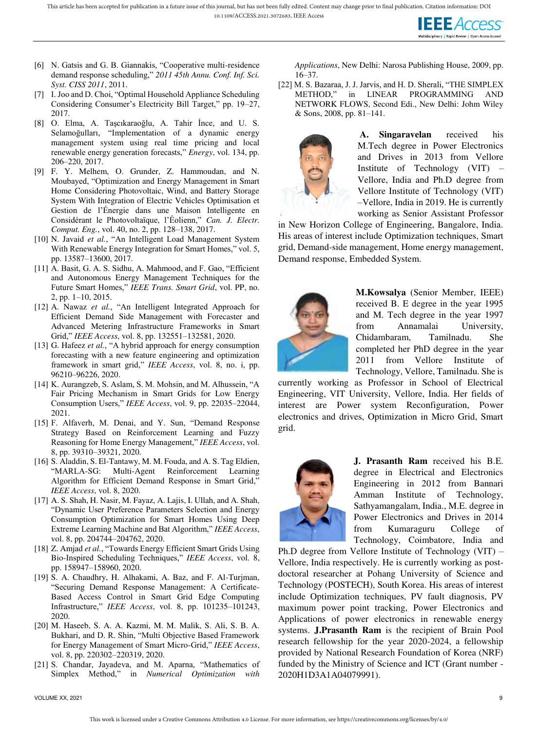[6] N. Gatsis and G. B. Giannakis, "Cooperative multi-residence demand response scheduling," *2011 45th Annu. Conf. Inf. Sci. Syst. CISS 2011*, 2011.

[7] I. Joo and D. Choi, "Optimal Household Appliance Scheduling Considering Consumer's Electricity Bill Target," pp. 19–27, 2017.

[8] O. Elma, A. Taşcıkaraoğlu, A. Tahir İnce, and U. S. Selamoğulları, "Implementation of a dynamic energy management system using real time pricing and local renewable energy generation forecasts," *Energy*, vol. 134, pp. 206–220, 2017.

[9] F. Y. Melhem, O. Grunder, Z. Hammoudan, and N. Moubayed, "Optimization and Energy Management in Smart Home Considering Photovoltaic, Wind, and Battery Storage System With Integration of Electric Vehicles Optimisation et Gestion de l'Énergie dans une Maison Intelligente en Considérant le Photovoltaïque, l'Éolienn," *Can. J. Electr. Comput. Eng.*, vol. 40, no. 2, pp. 128–138, 2017.

[10] N. Javaid *et al.*, "An Intelligent Load Management System With Renewable Energy Integration for Smart Homes," vol. 5, pp. 13587–13600, 2017.

[11] A. Basit, G. A. S. Sidhu, A. Mahmood, and F. Gao, "Efficient and Autonomous Energy Management Techniques for the Future Smart Homes," *IEEE Trans. Smart Grid*, vol. PP, no. 2, pp. 1–10, 2015.

[12] A. Nawaz *et al.*, "An Intelligent Integrated Approach for Efficient Demand Side Management with Forecaster and Advanced Metering Infrastructure Frameworks in Smart Grid," *IEEE Access*, vol. 8, pp. 132551–132581, 2020.

[13] G. Hafeez *et al.*, "A hybrid approach for energy consumption forecasting with a new feature engineering and optimization framework in smart grid," *IEEE Access*, vol. 8, no. i, pp. 96210–96226, 2020.

[14] K. Aurangzeb, S. Aslam, S. M. Mohsin, and M. Alhussein, "A Fair Pricing Mechanism in Smart Grids for Low Energy Consumption Users," *IEEE Access*, vol. 9, pp. 22035–22044, 2021.

[15] F. Alfaverh, M. Denai, and Y. Sun, "Demand Response Strategy Based on Reinforcement Learning and Fuzzy Reasoning for Home Energy Management," *IEEE Access*, vol. 8, pp. 39310–39321, 2020.

[16] S. Aladdin, S. El-Tantawy, M. M. Fouda, and A. S. Tag Eldien, "MARLA-SG: Multi-Agent Reinforcement Learning Algorithm for Efficient Demand Response in Smart Grid," *IEEE Access*, vol. 8, 2020.

[17] A. S. Shah, H. Nasir, M. Fayaz, A. Lajis, I. Ullah, and A. Shah, "Dynamic User Preference Parameters Selection and Energy Consumption Optimization for Smart Homes Using Deep Extreme Learning Machine and Bat Algorithm," *IEEE Access*, vol. 8, pp. 204744–204762, 2020.

[18] Z. Amjad *et al.*, "Towards Energy Efficient Smart Grids Using Bio-Inspired Scheduling Techniques," *IEEE Access*, vol. 8, pp. 158947–158960, 2020.

[19] S. A. Chaudhry, H. Alhakami, A. Baz, and F. Al-Turjman, "Securing Demand Response Management: A Certificate-Based Access Control in Smart Grid Edge Computing Infrastructure," *IEEE Access*, vol. 8, pp. 101235–101243, 2020.

[20] M. Haseeb, S. A. A. Kazmi, M. M. Malik, S. Ali, S. B. A. Bukhari, and D. R. Shin, "Multi Objective Based Framework for Energy Management of Smart Micro-Grid," *IEEE Access*, vol. 8, pp. 220302–220319, 2020.

[21] S. Chandar, Jayadeva, and M. Aparna, "Mathematics of Simplex Method," in *Numerical Optimization with Applications*, New Delhi: Narosa Publishing House, 2009, pp. 16–37.

[22] M. S. Bazaraa, J. J. Jarvis, and H. D. Sherali, "THE SIMPLEX METHOD," in LINEAR PROGRAMMING AND NETWORK FLOWS, Second Edi., New Delhi: Johm Wiley & Sons, 2008, pp. 81–141.

**A. Singaravelan** received his M.Tech degree in Power Electronics and Drives in 2013 from Vellore Institute of Technology (VIT) – Vellore, India and Ph.D degree from Vellore Institute of Technology (VIT) –Vellore, India in 2019. He is currently working as Senior Assistant Professor in New Horizon College of Engineering, Bangalore, India. His areas of interest include Optimization techniques, Smart grid, Demand-side management, Home energy management, Demand response, Embedded System.

**M.Kowsalya** (Senior Member, IEEE) received B. E degree in the year 1995 and M. Tech degree in the year 1997 from Annamalai University, Chidambaram, Tamilnadu. She completed her PhD degree in the year 2011 from Vellore Institute of Technology, Vellore, Tamilnadu. She is currently working as Professor in School of Electrical Engineering, VIT University, Vellore, India. Her fields of interest are Power system Reconfiguration, Power electronics and drives, Optimization in Micro Grid, Smart grid.

**J. Prasanth Ram** received his B.E. degree in Electrical and Electronics Engineering in 2012 from Bannari Amman Institute of Technology, Sathyamangalam, India., M.E. degree in Power Electronics and Drives in 2014 from Kumaraguru College of Technology, Coimbatore, India and Ph.D degree from Vellore Institute of Technology (VIT) – Vellore, India respectively. He is currently working as post-doctoral researcher at Pohang University of Science and Technology (POSTECH), South Korea. His areas of interest include Optimization techniques, PV fault diagnosis, PV maximum power point tracking, Power Electronics and Applications of power electronics in renewable energy systems. **J.Prasanth Ram** is the recipient of Brain Pool research fellowship for the year 2020-2024, a fellowship provided by National Research Foundation of Korea (NRF) funded by the Ministry of Science and ICT (Grant number - 2020H1D3A1A04079991).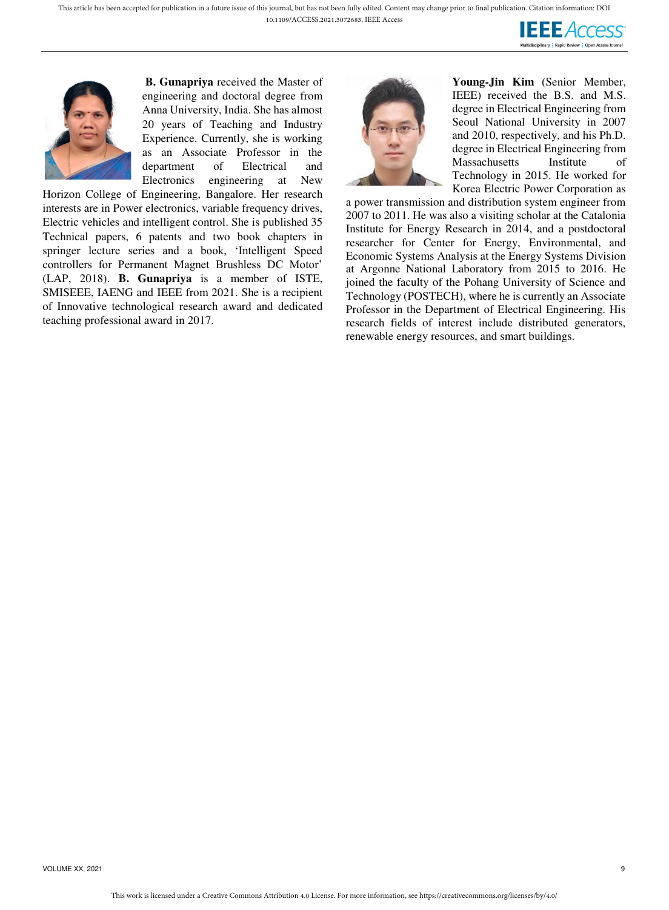**B. Gunapriya** received the Master of engineering and doctoral degree from Anna University, India. She has almost 20 years of Teaching and Industry Experience. Currently, she is working as an Associate Professor in the department of Electrical and Electronics engineering at New Horizon College of Engineering, Bangalore. Her research interests are in Power electronics, variable frequency drives, Electric vehicles and intelligent control. She is published 35 Technical papers, 6 patents and two book chapters in springer lecture series and a book, 'Intelligent Speed controllers for Permanent Magnet Brushless DC Motor' (LAP, 2018). **B. Gunapriya** is a member of ISTE, SMISEEE, IAENG and IEEE from 2021. She is a recipient of Innovative technological research award and dedicated teaching professional award in 2017.

**Young-Jin Kim** (Senior Member, IEEE) received the B.S. and M.S. degree in Electrical Engineering from Seoul National University in 2007 and 2010, respectively, and his Ph.D. degree in Electrical Engineering from Massachusetts Institute of Technology in 2015. He worked for Korea Electric Power Corporation as a power transmission and distribution system engineer from 2007 to 2011. He was also a visiting scholar at the Catalonia Institute for Energy Research in 2014, and a postdoctoral researcher for Center for Energy, Environmental, and Economic Systems Analysis at the Energy Systems Division at Argonne National Laboratory from 2015 to 2016. He joined the faculty of the Pohang University of Science and Technology (POSTECH), where he is currently an Associate Professor in the Department of Electrical Engineering. His research fields of interest include distributed generators, renewable energy resources, and smart buildings.